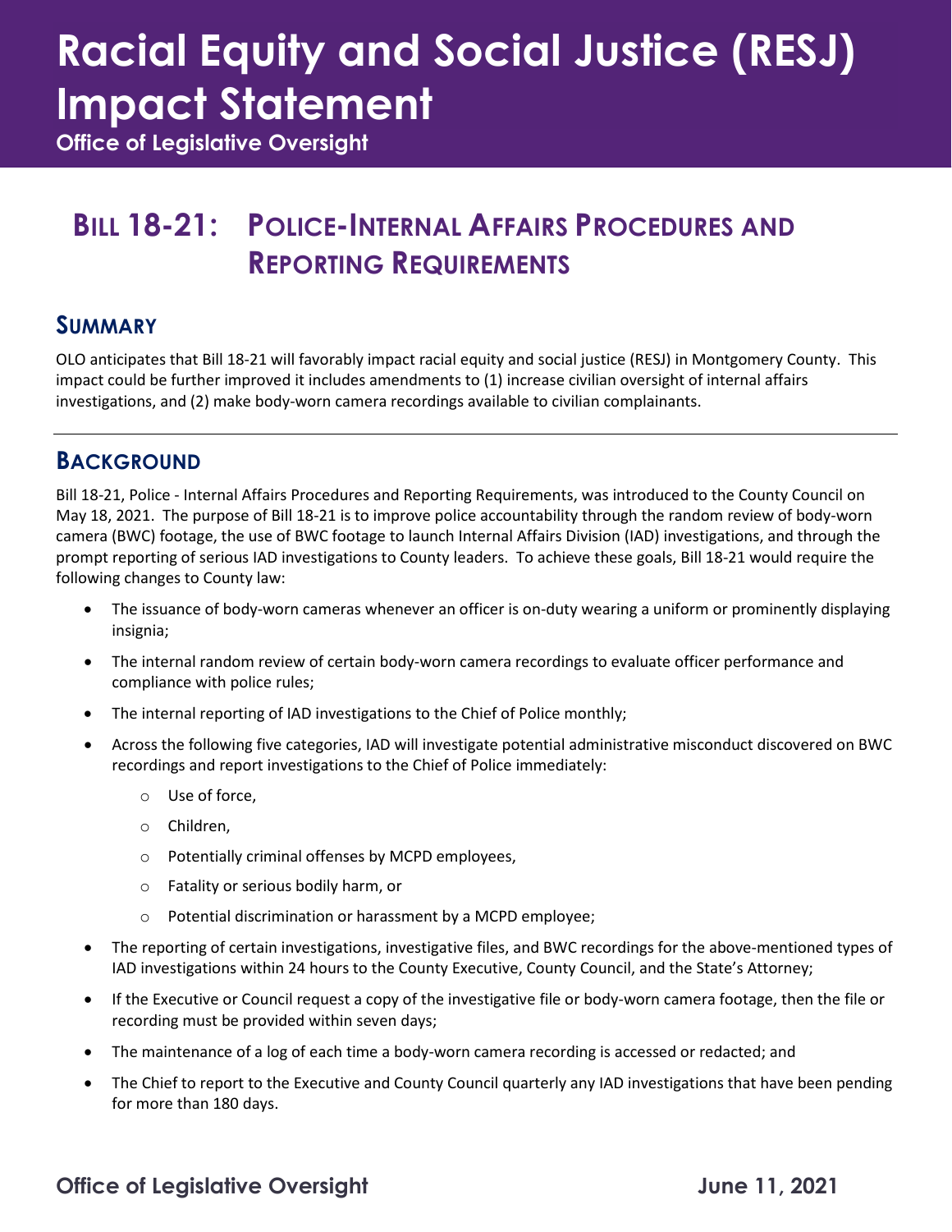# Racial Equity and Social Justice (RESJ) Impact Statement

**Office of Legislative Oversight**

## Bill 18-21: Police-Internal Affairs Procedures and Reporting Requirements

### Summary

OLO anticipates that Bill 18-21 will favorably impact racial equity and social justice (RESJ) in Montgomery County. This impact could be further improved it includes amendments to (1) increase civilian oversight of internal affairs investigations, and (2) make body-worn camera recordings available to civilian complainants.

### Background

Bill 18-21, Police - Internal Affairs Procedures and Reporting Requirements, was introduced to the County Council on May 18, 2021. The purpose of Bill 18-21 is to improve police accountability through the random review of body-worn camera (BWC) footage, the use of BWC footage to launch Internal Affairs Division (IAD) investigations, and through the prompt reporting of serious IAD investigations to County leaders. To achieve these goals, Bill 18-21 would require the following changes to County law:

- The issuance of body-worn cameras whenever an officer is on-duty wearing a uniform or prominently displaying insignia;
- The internal random review of certain body-worn camera recordings to evaluate officer performance and compliance with police rules;
- The internal reporting of IAD investigations to the Chief of Police monthly;
- Across the following five categories, IAD will investigate potential administrative misconduct discovered on BWC recordings and report investigations to the Chief of Police immediately:
  - Use of force,
  - Children,
  - Potentially criminal offenses by MCPD employees,
  - Fatality or serious bodily harm, or
  - Potential discrimination or harassment by a MCPD employee;
- The reporting of certain investigations, investigative files, and BWC recordings for the above-mentioned types of IAD investigations within 24 hours to the County Executive, County Council, and the State's Attorney;
- If the Executive or Council request a copy of the investigative file or body-worn camera footage, then the file or recording must be provided within seven days;
- The maintenance of a log of each time a body-worn camera recording is accessed or redacted; and
- The Chief to report to the Executive and County Council quarterly any IAD investigations that have been pending for more than 180 days.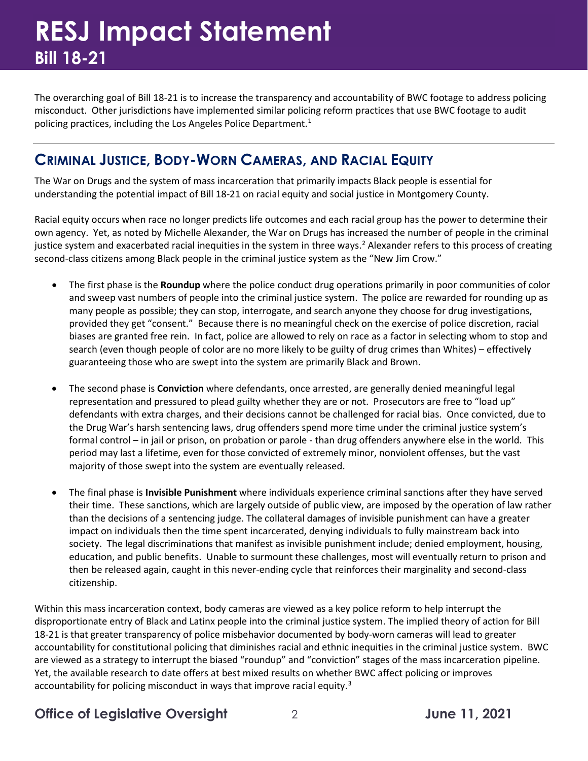The overarching goal of Bill 18-21 is to increase the transparency and accountability of BWC footage to address policing misconduct. Other jurisdictions have implemented similar policing reform practices that use BWC footage to audit policing practices, including the Los Angeles Police Department.[1]

## Criminal Justice, Body-Worn Cameras, and Racial Equity

The War on Drugs and the system of mass incarceration that primarily impacts Black people is essential for understanding the potential impact of Bill 18-21 on racial equity and social justice in Montgomery County.

Racial equity occurs when race no longer predicts life outcomes and each racial group has the power to determine their own agency. Yet, as noted by Michelle Alexander, the War on Drugs has increased the number of people in the criminal justice system and exacerbated racial inequities in the system in three ways.[2] Alexander refers to this process of creating second-class citizens among Black people in the criminal justice system as the "New Jim Crow."

- The first phase is the **Roundup** where the police conduct drug operations primarily in poor communities of color and sweep vast numbers of people into the criminal justice system. The police are rewarded for rounding up as many people as possible; they can stop, interrogate, and search anyone they choose for drug investigations, provided they get "consent." Because there is no meaningful check on the exercise of police discretion, racial biases are granted free rein. In fact, police are allowed to rely on race as a factor in selecting whom to stop and search (even though people of color are no more likely to be guilty of drug crimes than Whites) – effectively guaranteeing those who are swept into the system are primarily Black and Brown.

- The second phase is **Conviction** where defendants, once arrested, are generally denied meaningful legal representation and pressured to plead guilty whether they are or not. Prosecutors are free to "load up" defendants with extra charges, and their decisions cannot be challenged for racial bias. Once convicted, due to the Drug War's harsh sentencing laws, drug offenders spend more time under the criminal justice system's formal control – in jail or prison, on probation or parole - than drug offenders anywhere else in the world. This period may last a lifetime, even for those convicted of extremely minor, nonviolent offenses, but the vast majority of those swept into the system are eventually released.

- The final phase is **Invisible Punishment** where individuals experience criminal sanctions after they have served their time. These sanctions, which are largely outside of public view, are imposed by the operation of law rather than the decisions of a sentencing judge. The collateral damages of invisible punishment can have a greater impact on individuals then the time spent incarcerated, denying individuals to fully mainstream back into society. The legal discriminations that manifest as invisible punishment include; denied employment, housing, education, and public benefits. Unable to surmount these challenges, most will eventually return to prison and then be released again, caught in this never-ending cycle that reinforces their marginality and second-class citizenship.

Within this mass incarceration context, body cameras are viewed as a key police reform to help interrupt the disproportionate entry of Black and Latinx people into the criminal justice system. The implied theory of action for Bill 18-21 is that greater transparency of police misbehavior documented by body-worn cameras will lead to greater accountability for constitutional policing that diminishes racial and ethnic inequities in the criminal justice system. BWC are viewed as a strategy to interrupt the biased "roundup" and "conviction" stages of the mass incarceration pipeline. Yet, the available research to date offers at best mixed results on whether BWC affect policing or improves accountability for policing misconduct in ways that improve racial equity.[3]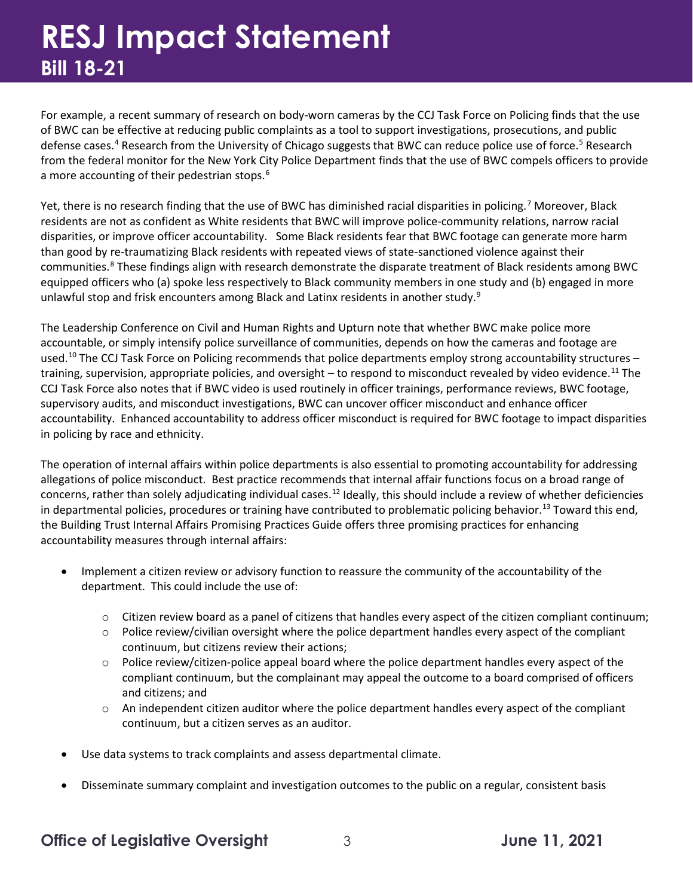For example, a recent summary of research on body-worn cameras by the CCJ Task Force on Policing finds that the use of BWC can be effective at reducing public complaints as a tool to support investigations, prosecutions, and public defense cases.[4] Research from the University of Chicago suggests that BWC can reduce police use of force.[5] Research from the federal monitor for the New York City Police Department finds that the use of BWC compels officers to provide a more accounting of their pedestrian stops.[6]

Yet, there is no research finding that the use of BWC has diminished racial disparities in policing.[7] Moreover, Black residents are not as confident as White residents that BWC will improve police-community relations, narrow racial disparities, or improve officer accountability. Some Black residents fear that BWC footage can generate more harm than good by re-traumatizing Black residents with repeated views of state-sanctioned violence against their communities.[8] These findings align with research demonstrate the disparate treatment of Black residents among BWC equipped officers who (a) spoke less respectively to Black community members in one study and (b) engaged in more unlawful stop and frisk encounters among Black and Latinx residents in another study.[9]

The Leadership Conference on Civil and Human Rights and Upturn note that whether BWC make police more accountable, or simply intensify police surveillance of communities, depends on how the cameras and footage are used.[10] The CCJ Task Force on Policing recommends that police departments employ strong accountability structures – training, supervision, appropriate policies, and oversight – to respond to misconduct revealed by video evidence.[11] The CCJ Task Force also notes that if BWC video is used routinely in officer trainings, performance reviews, BWC footage, supervisory audits, and misconduct investigations, BWC can uncover officer misconduct and enhance officer accountability. Enhanced accountability to address officer misconduct is required for BWC footage to impact disparities in policing by race and ethnicity.

The operation of internal affairs within police departments is also essential to promoting accountability for addressing allegations of police misconduct. Best practice recommends that internal affair functions focus on a broad range of concerns, rather than solely adjudicating individual cases.[12] Ideally, this should include a review of whether deficiencies in departmental policies, procedures or training have contributed to problematic policing behavior.[13] Toward this end, the Building Trust Internal Affairs Promising Practices Guide offers three promising practices for enhancing accountability measures through internal affairs:

- Implement a citizen review or advisory function to reassure the community of the accountability of the department. This could include the use of:
  - Citizen review board as a panel of citizens that handles every aspect of the citizen compliant continuum;
  - Police review/civilian oversight where the police department handles every aspect of the compliant continuum, but citizens review their actions;
  - Police review/citizen-police appeal board where the police department handles every aspect of the compliant continuum, but the complainant may appeal the outcome to a board comprised of officers and citizens; and
  - An independent citizen auditor where the police department handles every aspect of the compliant continuum, but a citizen serves as an auditor.
- Use data systems to track complaints and assess departmental climate.
- Disseminate summary complaint and investigation outcomes to the public on a regular, consistent basis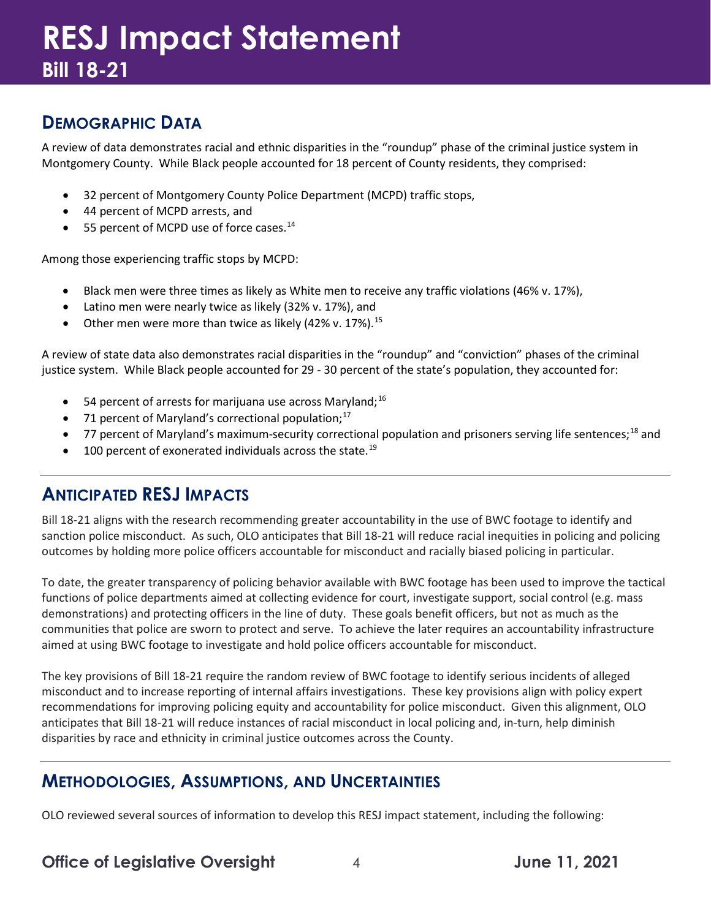## DEMOGRAPHIC DATA

A review of data demonstrates racial and ethnic disparities in the "roundup" phase of the criminal justice system in Montgomery County. While Black people accounted for 18 percent of County residents, they comprised:

- 32 percent of Montgomery County Police Department (MCPD) traffic stops,
- 44 percent of MCPD arrests, and
- 55 percent of MCPD use of force cases.[14]

Among those experiencing traffic stops by MCPD:

- Black men were three times as likely as White men to receive any traffic violations (46% v. 17%),
- Latino men were nearly twice as likely (32% v. 17%), and
- Other men were more than twice as likely (42% v. 17%).[15]

A review of state data also demonstrates racial disparities in the "roundup" and "conviction" phases of the criminal justice system. While Black people accounted for 29 - 30 percent of the state's population, they accounted for:

- 54 percent of arrests for marijuana use across Maryland;[16]
- 71 percent of Maryland's correctional population;[17]
- 77 percent of Maryland's maximum-security correctional population and prisoners serving life sentences;[18] and
- 100 percent of exonerated individuals across the state.[19]

## ANTICIPATED RESJ IMPACTS

Bill 18-21 aligns with the research recommending greater accountability in the use of BWC footage to identify and sanction police misconduct. As such, OLO anticipates that Bill 18-21 will reduce racial inequities in policing and policing outcomes by holding more police officers accountable for misconduct and racially biased policing in particular.

To date, the greater transparency of policing behavior available with BWC footage has been used to improve the tactical functions of police departments aimed at collecting evidence for court, investigate support, social control (e.g. mass demonstrations) and protecting officers in the line of duty. These goals benefit officers, but not as much as the communities that police are sworn to protect and serve. To achieve the later requires an accountability infrastructure aimed at using BWC footage to investigate and hold police officers accountable for misconduct.

The key provisions of Bill 18-21 require the random review of BWC footage to identify serious incidents of alleged misconduct and to increase reporting of internal affairs investigations. These key provisions align with policy expert recommendations for improving policing equity and accountability for police misconduct. Given this alignment, OLO anticipates that Bill 18-21 will reduce instances of racial misconduct in local policing and, in-turn, help diminish disparities by race and ethnicity in criminal justice outcomes across the County.

## METHODOLOGIES, ASSUMPTIONS, AND UNCERTAINTIES

OLO reviewed several sources of information to develop this RESJ impact statement, including the following: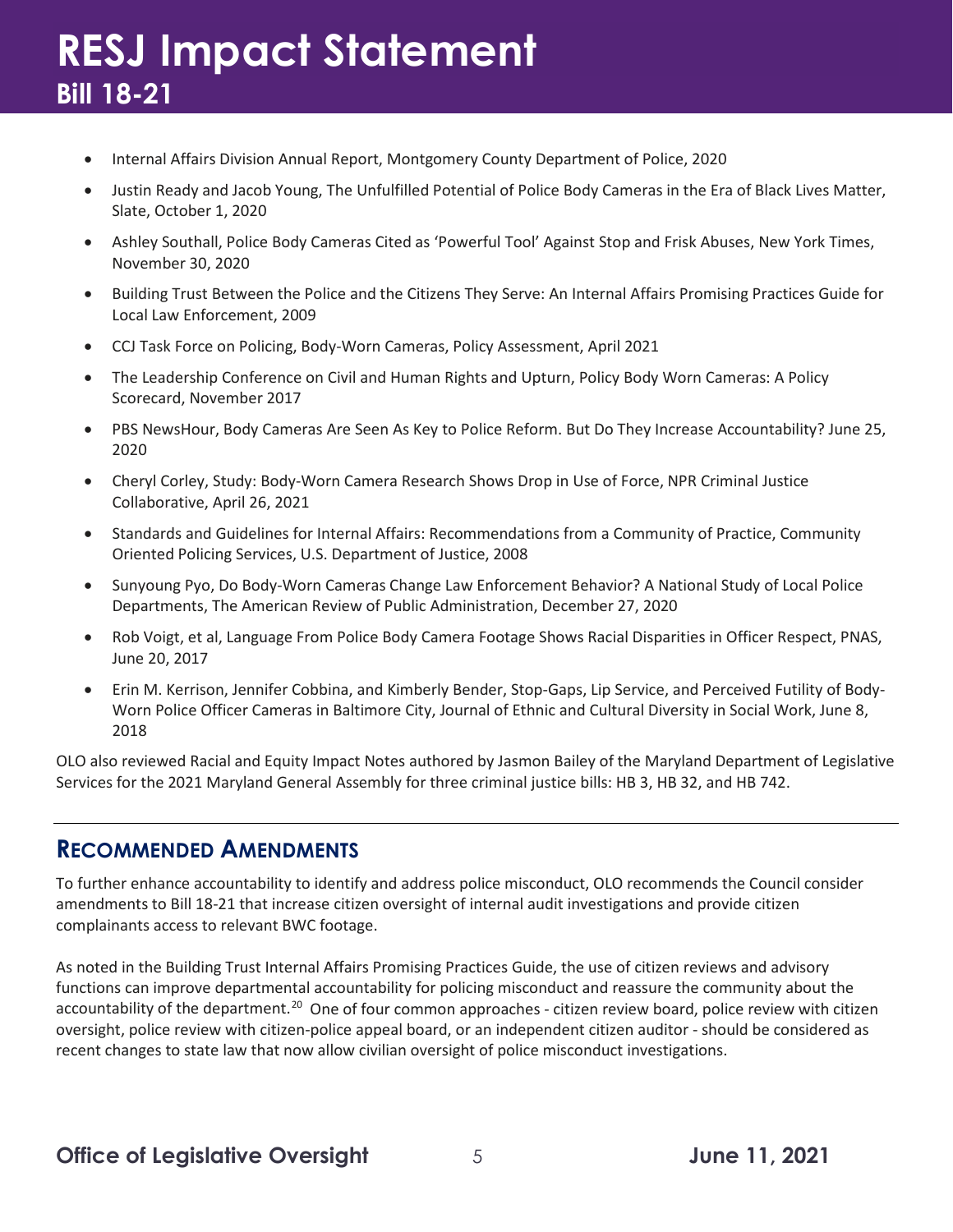- Internal Affairs Division Annual Report, Montgomery County Department of Police, 2020
- Justin Ready and Jacob Young, The Unfulfilled Potential of Police Body Cameras in the Era of Black Lives Matter, Slate, October 1, 2020
- Ashley Southall, Police Body Cameras Cited as 'Powerful Tool' Against Stop and Frisk Abuses, New York Times, November 30, 2020
- Building Trust Between the Police and the Citizens They Serve: An Internal Affairs Promising Practices Guide for Local Law Enforcement, 2009
- CCJ Task Force on Policing, Body-Worn Cameras, Policy Assessment, April 2021
- The Leadership Conference on Civil and Human Rights and Upturn, Policy Body Worn Cameras: A Policy Scorecard, November 2017
- PBS NewsHour, Body Cameras Are Seen As Key to Police Reform. But Do They Increase Accountability? June 25, 2020
- Cheryl Corley, Study: Body-Worn Camera Research Shows Drop in Use of Force, NPR Criminal Justice Collaborative, April 26, 2021
- Standards and Guidelines for Internal Affairs: Recommendations from a Community of Practice, Community Oriented Policing Services, U.S. Department of Justice, 2008
- Sunyoung Pyo, Do Body-Worn Cameras Change Law Enforcement Behavior? A National Study of Local Police Departments, The American Review of Public Administration, December 27, 2020
- Rob Voigt, et al, Language From Police Body Camera Footage Shows Racial Disparities in Officer Respect, PNAS, June 20, 2017
- Erin M. Kerrison, Jennifer Cobbina, and Kimberly Bender, Stop-Gaps, Lip Service, and Perceived Futility of Body-Worn Police Officer Cameras in Baltimore City, Journal of Ethnic and Cultural Diversity in Social Work, June 8, 2018

OLO also reviewed Racial and Equity Impact Notes authored by Jasmon Bailey of the Maryland Department of Legislative Services for the 2021 Maryland General Assembly for three criminal justice bills: HB 3, HB 32, and HB 742.

## Recommended Amendments

To further enhance accountability to identify and address police misconduct, OLO recommends the Council consider amendments to Bill 18-21 that increase citizen oversight of internal audit investigations and provide citizen complainants access to relevant BWC footage.

As noted in the Building Trust Internal Affairs Promising Practices Guide, the use of citizen reviews and advisory functions can improve departmental accountability for policing misconduct and reassure the community about the accountability of the department.[20] One of four common approaches - citizen review board, police review with citizen oversight, police review with citizen-police appeal board, or an independent citizen auditor - should be considered as recent changes to state law that now allow civilian oversight of police misconduct investigations.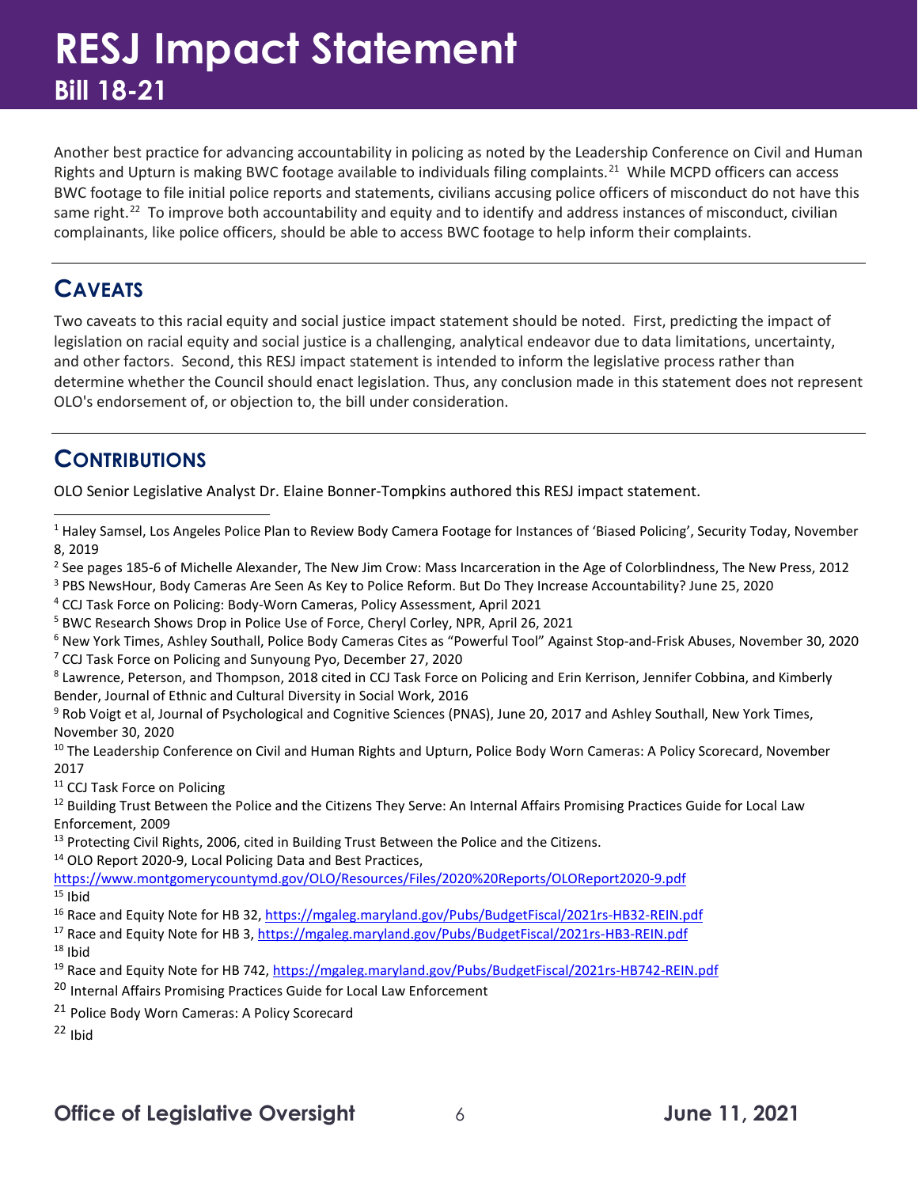Another best practice for advancing accountability in policing as noted by the Leadership Conference on Civil and Human Rights and Upturn is making BWC footage available to individuals filing complaints.[21] While MCPD officers can access BWC footage to file initial police reports and statements, civilians accusing police officers of misconduct do not have this same right.[22] To improve both accountability and equity and to identify and address instances of misconduct, civilian complainants, like police officers, should be able to access BWC footage to help inform their complaints.

## CAVEATS

Two caveats to this racial equity and social justice impact statement should be noted. First, predicting the impact of legislation on racial equity and social justice is a challenging, analytical endeavor due to data limitations, uncertainty, and other factors. Second, this RESJ impact statement is intended to inform the legislative process rather than determine whether the Council should enact legislation. Thus, any conclusion made in this statement does not represent OLO's endorsement of, or objection to, the bill under consideration.

## CONTRIBUTIONS

OLO Senior Legislative Analyst Dr. Elaine Bonner-Tompkins authored this RESJ impact statement.

---

[1] Haley Samsel, Los Angeles Police Plan to Review Body Camera Footage for Instances of 'Biased Policing', Security Today, November 8, 2019

[2] See pages 185-6 of Michelle Alexander, The New Jim Crow: Mass Incarceration in the Age of Colorblindness, The New Press, 2012

[3] PBS NewsHour, Body Cameras Are Seen As Key to Police Reform. But Do They Increase Accountability? June 25, 2020

[4] CCJ Task Force on Policing: Body-Worn Cameras, Policy Assessment, April 2021

[5] BWC Research Shows Drop in Police Use of Force, Cheryl Corley, NPR, April 26, 2021

[6] New York Times, Ashley Southall, Police Body Cameras Cites as "Powerful Tool" Against Stop-and-Frisk Abuses, November 30, 2020

[7] CCJ Task Force on Policing and Sunyoung Pyo, December 27, 2020

[8] Lawrence, Peterson, and Thompson, 2018 cited in CCJ Task Force on Policing and Erin Kerrison, Jennifer Cobbina, and Kimberly Bender, Journal of Ethnic and Cultural Diversity in Social Work, 2016

[9] Rob Voigt et al, Journal of Psychological and Cognitive Sciences (PNAS), June 20, 2017 and Ashley Southall, New York Times, November 30, 2020

[10] The Leadership Conference on Civil and Human Rights and Upturn, Police Body Worn Cameras: A Policy Scorecard, November 2017

[11] CCJ Task Force on Policing

[12] Building Trust Between the Police and the Citizens They Serve: An Internal Affairs Promising Practices Guide for Local Law Enforcement, 2009

[13] Protecting Civil Rights, 2006, cited in Building Trust Between the Police and the Citizens.

[14] OLO Report 2020-9, Local Policing Data and Best Practices, https://www.montgomerycountymd.gov/OLO/Resources/Files/2020%20Reports/OLOReport2020-9.pdf

[15] Ibid

[16] Race and Equity Note for HB 32, https://mgaleg.maryland.gov/Pubs/BudgetFiscal/2021rs-HB32-REIN.pdf

[17] Race and Equity Note for HB 3, https://mgaleg.maryland.gov/Pubs/BudgetFiscal/2021rs-HB3-REIN.pdf

[18] Ibid

[19] Race and Equity Note for HB 742, https://mgaleg.maryland.gov/Pubs/BudgetFiscal/2021rs-HB742-REIN.pdf

[20] Internal Affairs Promising Practices Guide for Local Law Enforcement

[21] Police Body Worn Cameras: A Policy Scorecard

[22] Ibid